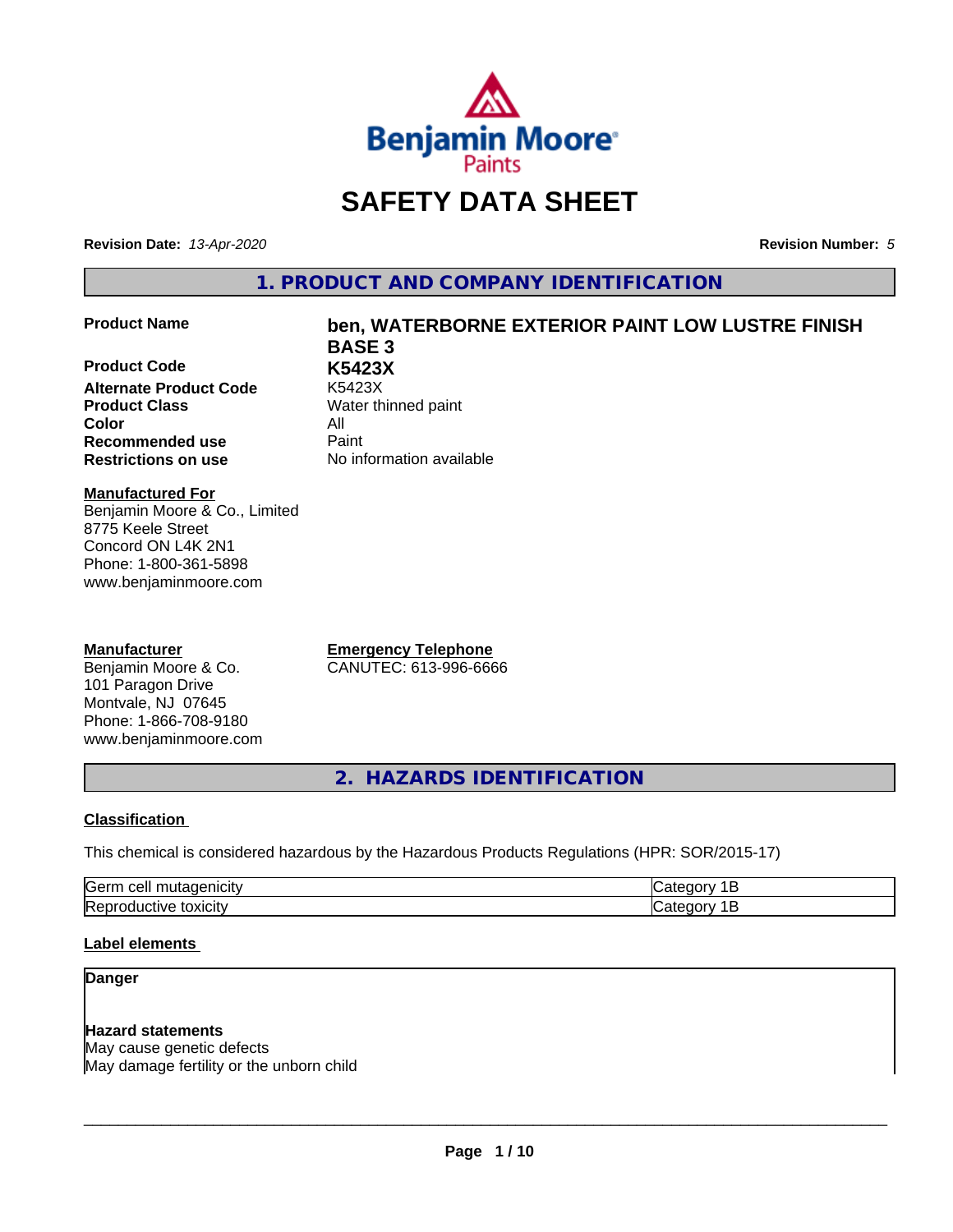# SAFETY DATA SHEET

**Revision Date:** *13-Apr-2020* **Revision Number:** *5*

## 1. PRODUCT AND COMPANY IDENTIFICATION

| | |
|---|---|
| **Product Name** | **ben, WATERBORNE EXTERIOR PAINT LOW LUSTRE FINISH BASE 3** |
| **Product Code** | **K5423X** |
| **Alternate Product Code** | K5423X |
| **Product Class** | Water thinned paint |
| **Color** | All |
| **Recommended use** | Paint |
| **Restrictions on use** | No information available |

**Manufactured For**
Benjamin Moore & Co., Limited
8775 Keele Street
Concord ON L4K 2N1
Phone: 1-800-361-5898
www.benjaminmoore.com

**Manufacturer**
Benjamin Moore & Co.
101 Paragon Drive
Montvale, NJ 07645
Phone: 1-866-708-9180
www.benjaminmoore.com

**Emergency Telephone**
CANUTEC: 613-996-6666

## 2. HAZARDS IDENTIFICATION

### Classification

This chemical is considered hazardous by the Hazardous Products Regulations (HPR: SOR/2015-17)

| | |
|---|---|
| Germ cell mutagenicity | Category 1B |
| Reproductive toxicity | Category 1B |

### Label elements

**Danger**

**Hazard statements**
May cause genetic defects
May damage fertility or the unborn child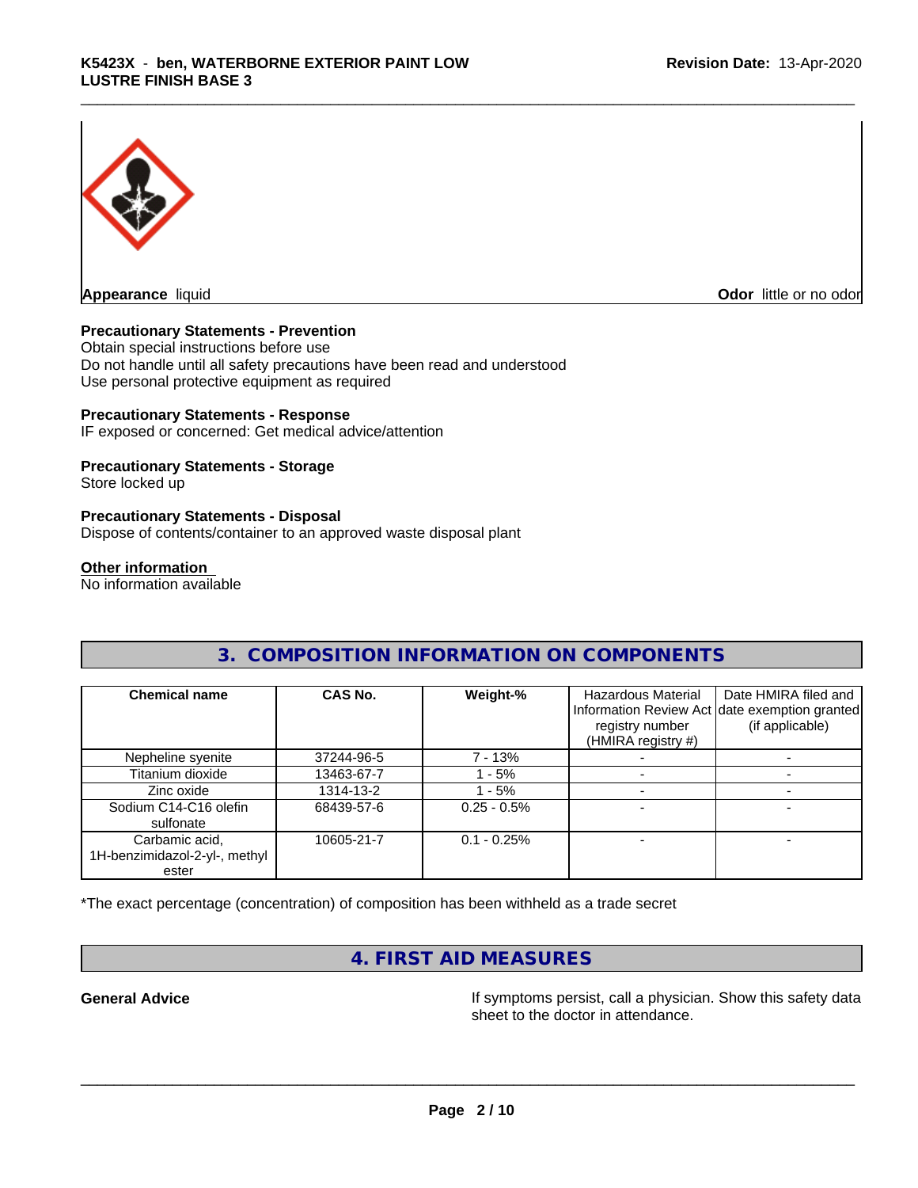**Appearance** liquid

**Odor** little or no odor

**Precautionary Statements - Prevention**
Obtain special instructions before use
Do not handle until all safety precautions have been read and understood
Use personal protective equipment as required

**Precautionary Statements - Response**
IF exposed or concerned: Get medical advice/attention

**Precautionary Statements - Storage**
Store locked up

**Precautionary Statements - Disposal**
Dispose of contents/container to an approved waste disposal plant

**Other information**
No information available

## 3. COMPOSITION INFORMATION ON COMPONENTS

| Chemical name | CAS No. | Weight-% | Hazardous Material Information Review Act registry number (HMIRA registry #) | Date HMIRA filed and date exemption granted (if applicable) |
|---|---|---|---|---|
| Nepheline syenite | 37244-96-5 | 7 - 13% | - | - |
| Titanium dioxide | 13463-67-7 | 1 - 5% | - | - |
| Zinc oxide | 1314-13-2 | 1 - 5% | - | - |
| Sodium C14-C16 olefin sulfonate | 68439-57-6 | 0.25 - 0.5% | - | - |
| Carbamic acid, 1H-benzimidazol-2-yl-, methyl ester | 10605-21-7 | 0.1 - 0.25% | - | - |

*The exact percentage (concentration) of composition has been withheld as a trade secret

## 4. FIRST AID MEASURES

**General Advice** If symptoms persist, call a physician. Show this safety data sheet to the doctor in attendance.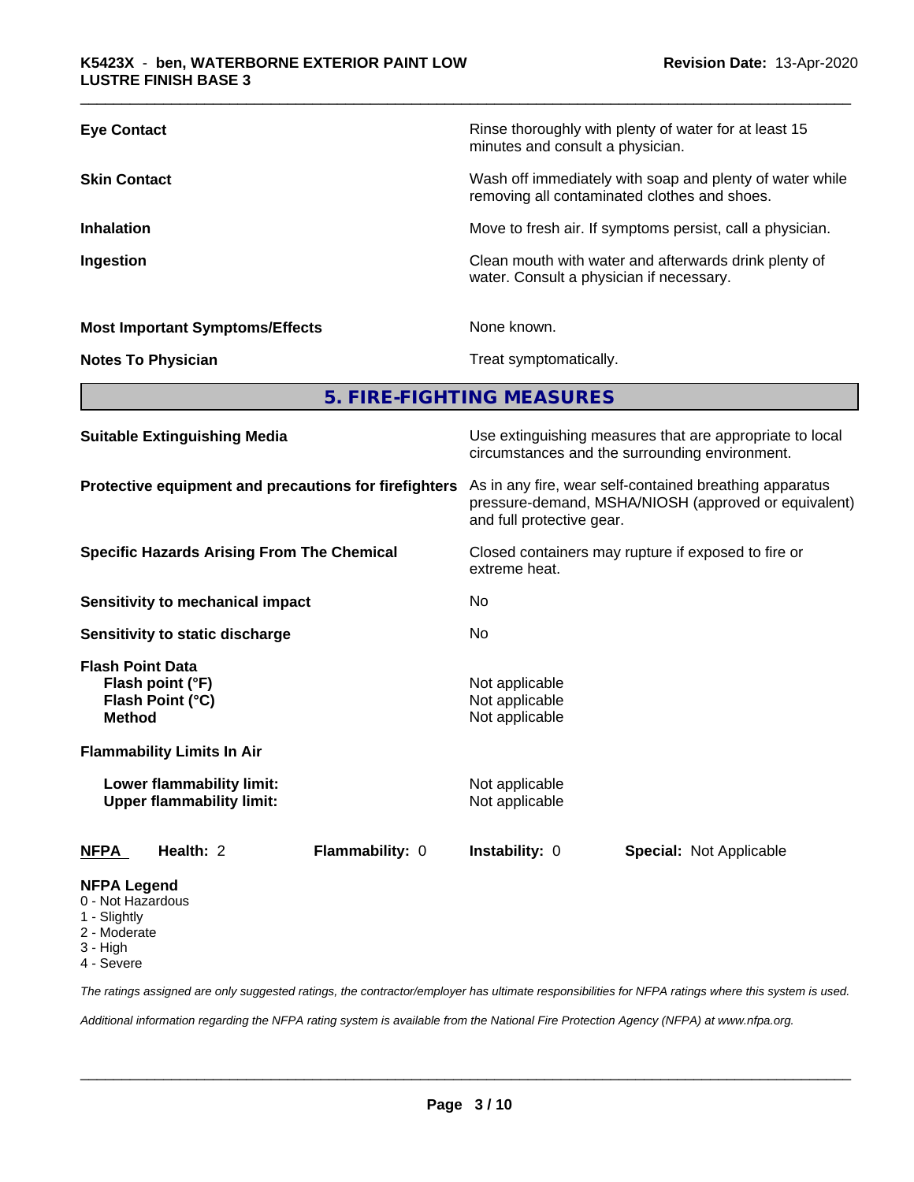| | |
|---|---|
| **Eye Contact** | Rinse thoroughly with plenty of water for at least 15 minutes and consult a physician. |
| **Skin Contact** | Wash off immediately with soap and plenty of water while removing all contaminated clothes and shoes. |
| **Inhalation** | Move to fresh air. If symptoms persist, call a physician. |
| **Ingestion** | Clean mouth with water and afterwards drink plenty of water. Consult a physician if necessary. |
| **Most Important Symptoms/Effects** | None known. |
| **Notes To Physician** | Treat symptomatically. |

## 5. FIRE-FIGHTING MEASURES

| | |
|---|---|
| **Suitable Extinguishing Media** | Use extinguishing measures that are appropriate to local circumstances and the surrounding environment. |
| **Protective equipment and precautions for firefighters** | As in any fire, wear self-contained breathing apparatus pressure-demand, MSHA/NIOSH (approved or equivalent) and full protective gear. |
| **Specific Hazards Arising From The Chemical** | Closed containers may rupture if exposed to fire or extreme heat. |
| **Sensitivity to mechanical impact** | No |
| **Sensitivity to static discharge** | No |

**Flash Point Data**

| | |
|---|---|
| **Flash point (°F)** | Not applicable |
| **Flash Point (°C)** | Not applicable |
| **Method** | Not applicable |

**Flammability Limits In Air**

| | |
|---|---|
| **Lower flammability limit:** | Not applicable |
| **Upper flammability limit:** | Not applicable |

| **NFPA** | **Health:** 2 | **Flammability:** 0 | **Instability:** 0 | **Special:** Not Applicable |
|---|---|---|---|---|

**NFPA Legend**
0 - Not Hazardous
1 - Slightly
2 - Moderate
3 - High
4 - Severe

*The ratings assigned are only suggested ratings, the contractor/employer has ultimate responsibilities for NFPA ratings where this system is used.*

*Additional information regarding the NFPA rating system is available from the National Fire Protection Agency (NFPA) at www.nfpa.org.*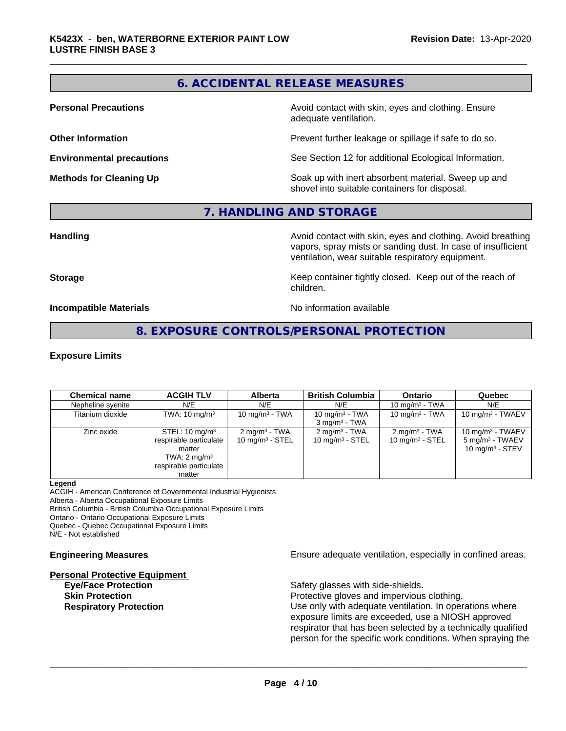## 6. ACCIDENTAL RELEASE MEASURES

**Personal Precautions** Avoid contact with skin, eyes and clothing. Ensure adequate ventilation.

**Other Information** Prevent further leakage or spillage if safe to do so.

**Environmental precautions** See Section 12 for additional Ecological Information.

**Methods for Cleaning Up** Soak up with inert absorbent material. Sweep up and shovel into suitable containers for disposal.

## 7. HANDLING AND STORAGE

**Handling** Avoid contact with skin, eyes and clothing. Avoid breathing vapors, spray mists or sanding dust. In case of insufficient ventilation, wear suitable respiratory equipment.

**Storage** Keep container tightly closed. Keep out of the reach of children.

**Incompatible Materials** No information available

## 8. EXPOSURE CONTROLS/PERSONAL PROTECTION

**Exposure Limits**

| Chemical name | ACGIH TLV | Alberta | British Columbia | Ontario | Quebec |
|---|---|---|---|---|---|
| Nepheline syenite | N/E | N/E | N/E | 10 mg/m³ - TWA | N/E |
| Titanium dioxide | TWA: 10 mg/m³ | 10 mg/m³ - TWA | 10 mg/m³ - TWA<br>3 mg/m³ - TWA | 10 mg/m³ - TWA | 10 mg/m³ - TWAEV |
| Zinc oxide | STEL: 10 mg/m³ respirable particulate matter<br>TWA: 2 mg/m³ respirable particulate matter | 2 mg/m³ - TWA<br>10 mg/m³ - STEL | 2 mg/m³ - TWA<br>10 mg/m³ - STEL | 2 mg/m³ - TWA<br>10 mg/m³ - STEL | 10 mg/m³ - TWAEV<br>5 mg/m³ - TWAEV<br>10 mg/m³ - STEV |

**Legend**
ACGIH - American Conference of Governmental Industrial Hygienists
Alberta - Alberta Occupational Exposure Limits
British Columbia - British Columbia Occupational Exposure Limits
Ontario - Ontario Occupational Exposure Limits
Quebec - Quebec Occupational Exposure Limits
N/E - Not established

**Engineering Measures** Ensure adequate ventilation, especially in confined areas.

**Personal Protective Equipment**

**Eye/Face Protection** Safety glasses with side-shields.

**Skin Protection** Protective gloves and impervious clothing.

**Respiratory Protection** Use only with adequate ventilation. In operations where exposure limits are exceeded, use a NIOSH approved respirator that has been selected by a technically qualified person for the specific work conditions. When spraying the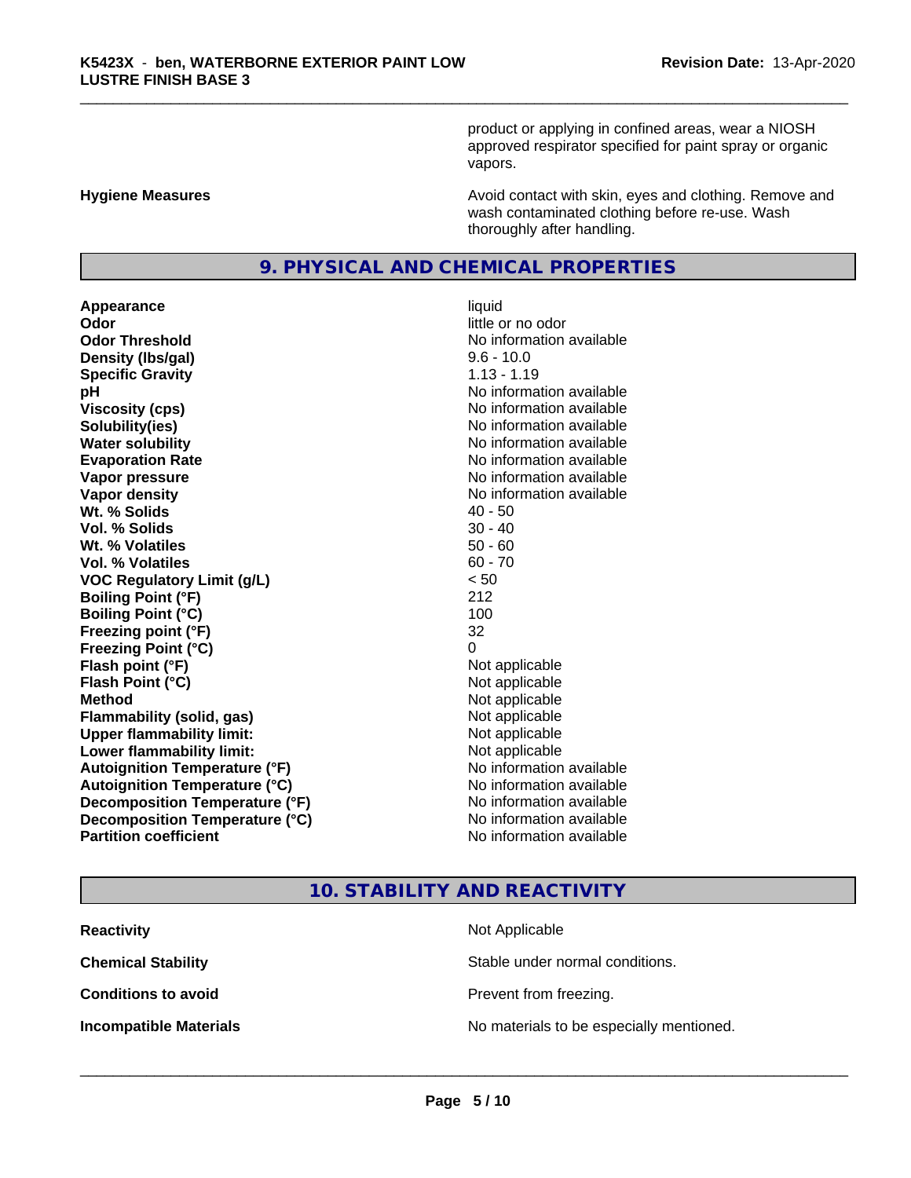product or applying in confined areas, wear a NIOSH approved respirator specified for paint spray or organic vapors.

**Hygiene Measures** Avoid contact with skin, eyes and clothing. Remove and wash contaminated clothing before re-use. Wash thoroughly after handling.

## 9. PHYSICAL AND CHEMICAL PROPERTIES

| | |
|---|---|
| **Appearance** | liquid |
| **Odor** | little or no odor |
| **Odor Threshold** | No information available |
| **Density (lbs/gal)** | 9.6 - 10.0 |
| **Specific Gravity** | 1.13 - 1.19 |
| **pH** | No information available |
| **Viscosity (cps)** | No information available |
| **Solubility(ies)** | No information available |
| **Water solubility** | No information available |
| **Evaporation Rate** | No information available |
| **Vapor pressure** | No information available |
| **Vapor density** | No information available |
| **Wt. % Solids** | 40 - 50 |
| **Vol. % Solids** | 30 - 40 |
| **Wt. % Volatiles** | 50 - 60 |
| **Vol. % Volatiles** | 60 - 70 |
| **VOC Regulatory Limit (g/L)** | < 50 |
| **Boiling Point (°F)** | 212 |
| **Boiling Point (°C)** | 100 |
| **Freezing point (°F)** | 32 |
| **Freezing Point (°C)** | 0 |
| **Flash point (°F)** | Not applicable |
| **Flash Point (°C)** | Not applicable |
| **Method** | Not applicable |
| **Flammability (solid, gas)** | Not applicable |
| **Upper flammability limit:** | Not applicable |
| **Lower flammability limit:** | Not applicable |
| **Autoignition Temperature (°F)** | No information available |
| **Autoignition Temperature (°C)** | No information available |
| **Decomposition Temperature (°F)** | No information available |
| **Decomposition Temperature (°C)** | No information available |
| **Partition coefficient** | No information available |

## 10. STABILITY AND REACTIVITY

| | |
|---|---|
| **Reactivity** | Not Applicable |
| **Chemical Stability** | Stable under normal conditions. |
| **Conditions to avoid** | Prevent from freezing. |
| **Incompatible Materials** | No materials to be especially mentioned. |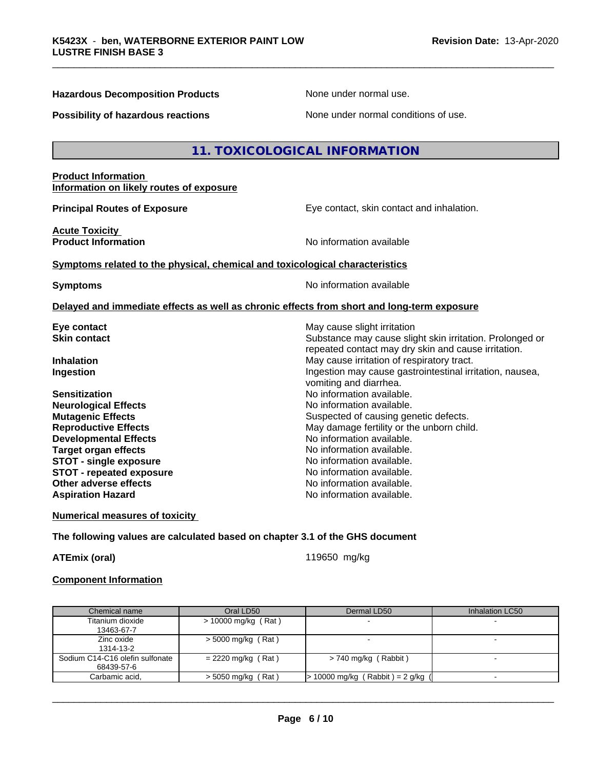**Hazardous Decomposition Products** None under normal use.

**Possibility of hazardous reactions** None under normal conditions of use.

## 11. TOXICOLOGICAL INFORMATION

**Product Information**
**Information on likely routes of exposure**

**Principal Routes of Exposure** Eye contact, skin contact and inhalation.

**Acute Toxicity**
**Product Information** No information available

**Symptoms related to the physical, chemical and toxicological characteristics**

**Symptoms** No information available

**Delayed and immediate effects as well as chronic effects from short and long-term exposure**

**Eye contact** May cause slight irritation
**Skin contact** Substance may cause slight skin irritation. Prolonged or repeated contact may dry skin and cause irritation.
**Inhalation** May cause irritation of respiratory tract.
**Ingestion** Ingestion may cause gastrointestinal irritation, nausea, vomiting and diarrhea.
**Sensitization** No information available.
**Neurological Effects** No information available.
**Mutagenic Effects** Suspected of causing genetic defects.
**Reproductive Effects** May damage fertility or the unborn child.
**Developmental Effects** No information available.
**Target organ effects** No information available.
**STOT - single exposure** No information available.
**STOT - repeated exposure** No information available.
**Other adverse effects** No information available.
**Aspiration Hazard** No information available.

**Numerical measures of toxicity**

**The following values are calculated based on chapter 3.1 of the GHS document**

**ATEmix (oral)** 119650 mg/kg

**Component Information**

| Chemical name | Oral LD50 | Dermal LD50 | Inhalation LC50 |
|---|---|---|---|
| Titanium dioxide 13463-67-7 | > 10000 mg/kg ( Rat ) | - | - |
| Zinc oxide 1314-13-2 | > 5000 mg/kg ( Rat ) | - | - |
| Sodium C14-C16 olefin sulfonate 68439-57-6 | = 2220 mg/kg ( Rat ) | > 740 mg/kg ( Rabbit ) | - |
| Carbamic acid, | > 5050 mg/kg ( Rat ) | > 10000 mg/kg ( Rabbit ) = 2 g/kg ( | - |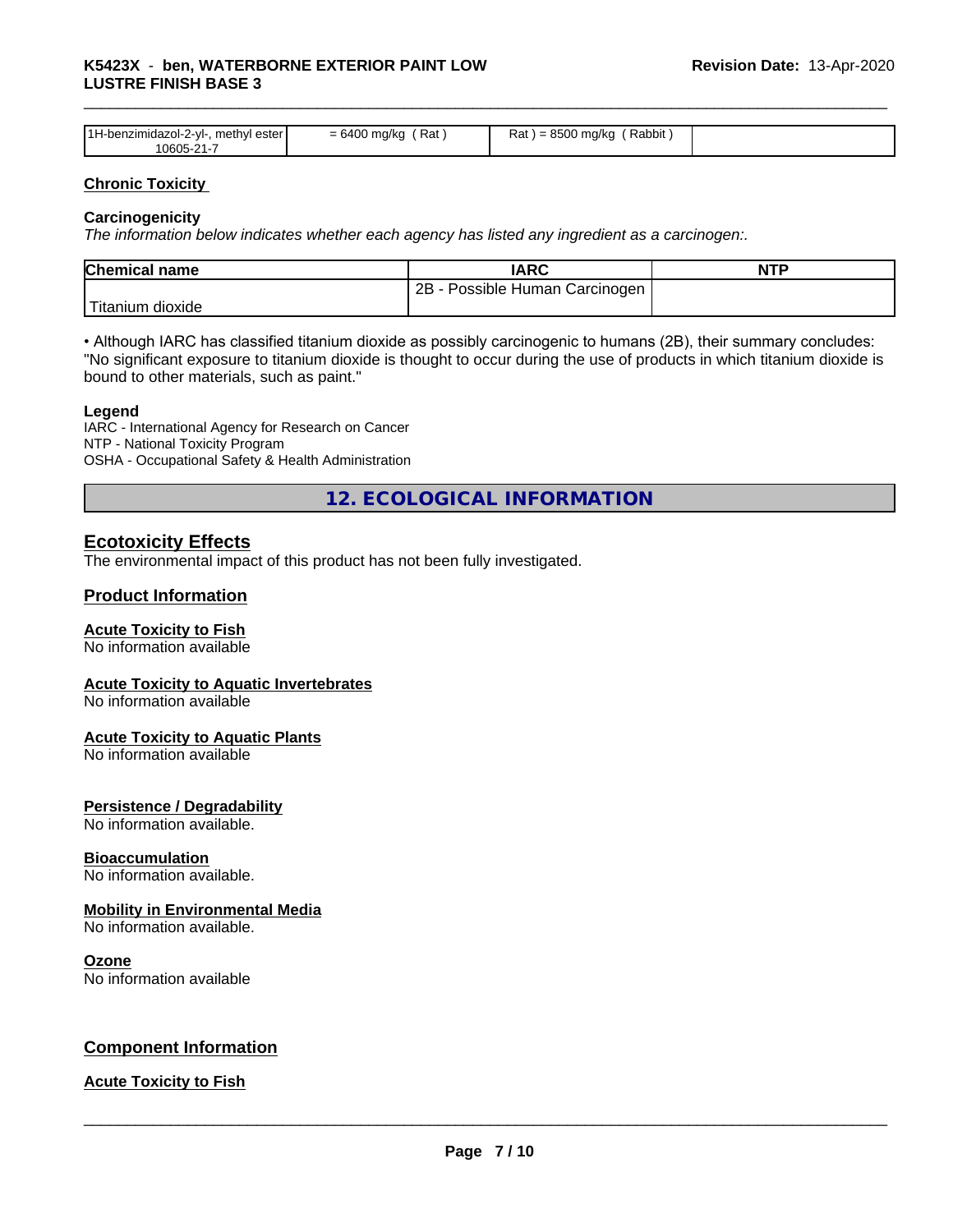| 1H-benzimidazol-2-yl-, methyl ester 10605-21-7 | = 6400 mg/kg ( Rat ) | Rat ) = 8500 mg/kg ( Rabbit ) | |
|---|---|---|---|

### Chronic Toxicity

**Carcinogenicity**

*The information below indicates whether each agency has listed any ingredient as a carcinogen:.*

| Chemical name | IARC | NTP |
|---|---|---|
| Titanium dioxide | 2B - Possible Human Carcinogen | |

• Although IARC has classified titanium dioxide as possibly carcinogenic to humans (2B), their summary concludes: "No significant exposure to titanium dioxide is thought to occur during the use of products in which titanium dioxide is bound to other materials, such as paint."

**Legend**

IARC - International Agency for Research on Cancer
NTP - National Toxicity Program
OSHA - Occupational Safety & Health Administration

## 12. ECOLOGICAL INFORMATION

### Ecotoxicity Effects

The environmental impact of this product has not been fully investigated.

### Product Information

**Acute Toxicity to Fish**
No information available

**Acute Toxicity to Aquatic Invertebrates**
No information available

**Acute Toxicity to Aquatic Plants**
No information available

**Persistence / Degradability**
No information available.

**Bioaccumulation**
No information available.

**Mobility in Environmental Media**
No information available.

**Ozone**
No information available

### Component Information

**Acute Toxicity to Fish**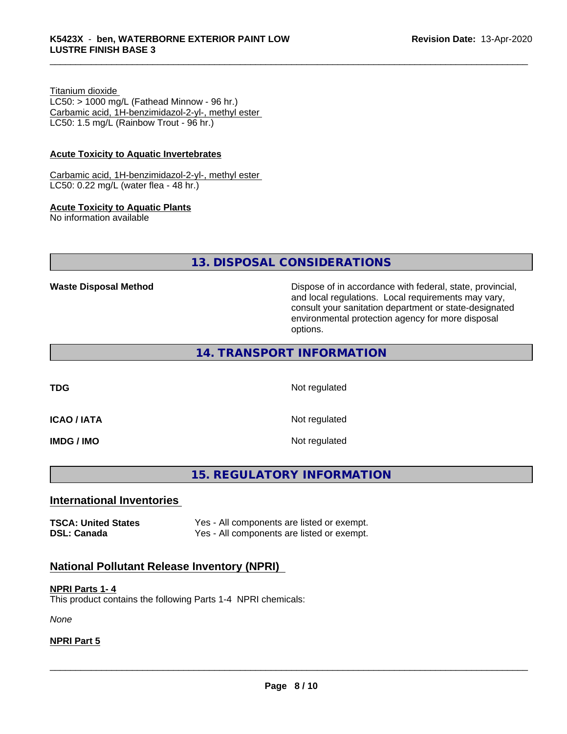Titanium dioxide
LC50: > 1000 mg/L (Fathead Minnow - 96 hr.)
Carbamic acid, 1H-benzimidazol-2-yl-, methyl ester
LC50: 1.5 mg/L (Rainbow Trout - 96 hr.)

**Acute Toxicity to Aquatic Invertebrates**

Carbamic acid, 1H-benzimidazol-2-yl-, methyl ester
LC50: 0.22 mg/L (water flea - 48 hr.)

**Acute Toxicity to Aquatic Plants**
No information available

## 13. DISPOSAL CONSIDERATIONS

**Waste Disposal Method** — Dispose of in accordance with federal, state, provincial, and local regulations. Local requirements may vary, consult your sanitation department or state-designated environmental protection agency for more disposal options.

## 14. TRANSPORT INFORMATION

| | |
|---|---|
| **TDG** | Not regulated |
| **ICAO / IATA** | Not regulated |
| **IMDG / IMO** | Not regulated |

## 15. REGULATORY INFORMATION

### International Inventories

| | |
|---|---|
| **TSCA: United States** | Yes - All components are listed or exempt. |
| **DSL: Canada** | Yes - All components are listed or exempt. |

### National Pollutant Release Inventory (NPRI)

**NPRI Parts 1- 4**
This product contains the following Parts 1-4 NPRI chemicals:

*None*

**NPRI Part 5**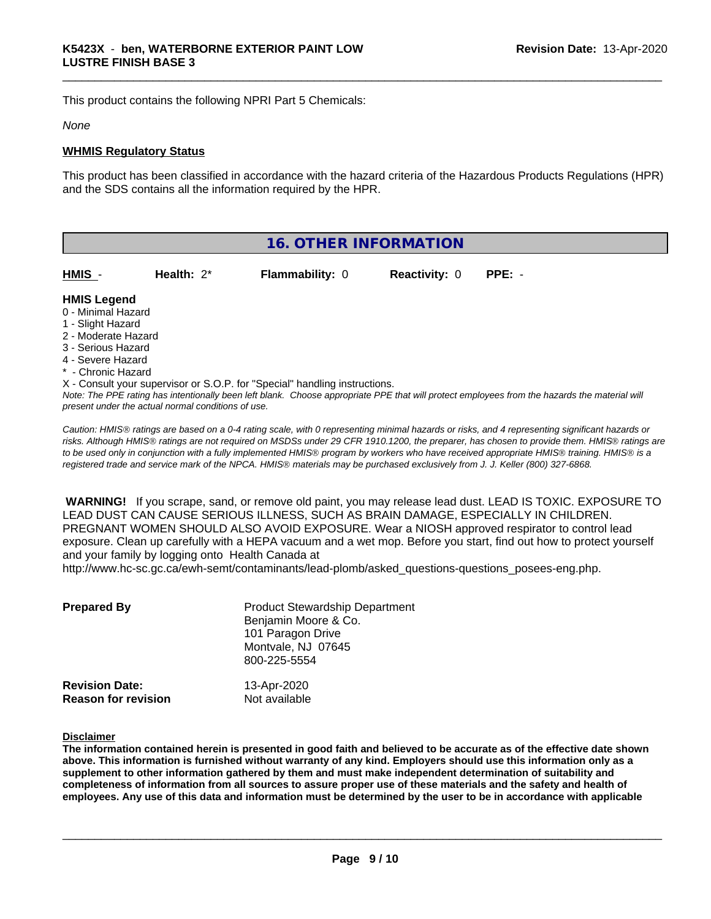This product contains the following NPRI Part 5 Chemicals:

*None*

**WHMIS Regulatory Status**

This product has been classified in accordance with the hazard criteria of the Hazardous Products Regulations (HPR) and the SDS contains all the information required by the HPR.

## 16. OTHER INFORMATION

| **HMIS** - | **Health:** 2* | **Flammability:** 0 | **Reactivity:** 0 | **PPE:** - |
|---|---|---|---|---|

**HMIS Legend**

0 - Minimal Hazard
1 - Slight Hazard
2 - Moderate Hazard
3 - Serious Hazard
4 - Severe Hazard
* - Chronic Hazard
X - Consult your supervisor or S.O.P. for "Special" handling instructions.

*Note: The PPE rating has intentionally been left blank. Choose appropriate PPE that will protect employees from the hazards the material will present under the actual normal conditions of use.*

*Caution: HMIS® ratings are based on a 0-4 rating scale, with 0 representing minimal hazards or risks, and 4 representing significant hazards or risks. Although HMIS® ratings are not required on MSDSs under 29 CFR 1910.1200, the preparer, has chosen to provide them. HMIS® ratings are to be used only in conjunction with a fully implemented HMIS® program by workers who have received appropriate HMIS® training. HMIS® is a registered trade and service mark of the NPCA. HMIS® materials may be purchased exclusively from J. J. Keller (800) 327-6868.*

**WARNING!** If you scrape, sand, or remove old paint, you may release lead dust. LEAD IS TOXIC. EXPOSURE TO LEAD DUST CAN CAUSE SERIOUS ILLNESS, SUCH AS BRAIN DAMAGE, ESPECIALLY IN CHILDREN. PREGNANT WOMEN SHOULD ALSO AVOID EXPOSURE. Wear a NIOSH approved respirator to control lead exposure. Clean up carefully with a HEPA vacuum and a wet mop. Before you start, find out how to protect yourself and your family by logging onto Health Canada at http://www.hc-sc.gc.ca/ewh-semt/contaminants/lead-plomb/asked_questions-questions_posees-eng.php.

**Prepared By**
Product Stewardship Department
Benjamin Moore & Co.
101 Paragon Drive
Montvale, NJ 07645
800-225-5554

**Revision Date:** 13-Apr-2020
**Reason for revision** Not available

**Disclaimer**

**The information contained herein is presented in good faith and believed to be accurate as of the effective date shown above. This information is furnished without warranty of any kind. Employers should use this information only as a supplement to other information gathered by them and must make independent determination of suitability and completeness of information from all sources to assure proper use of these materials and the safety and health of employees. Any use of this data and information must be determined by the user to be in accordance with applicable**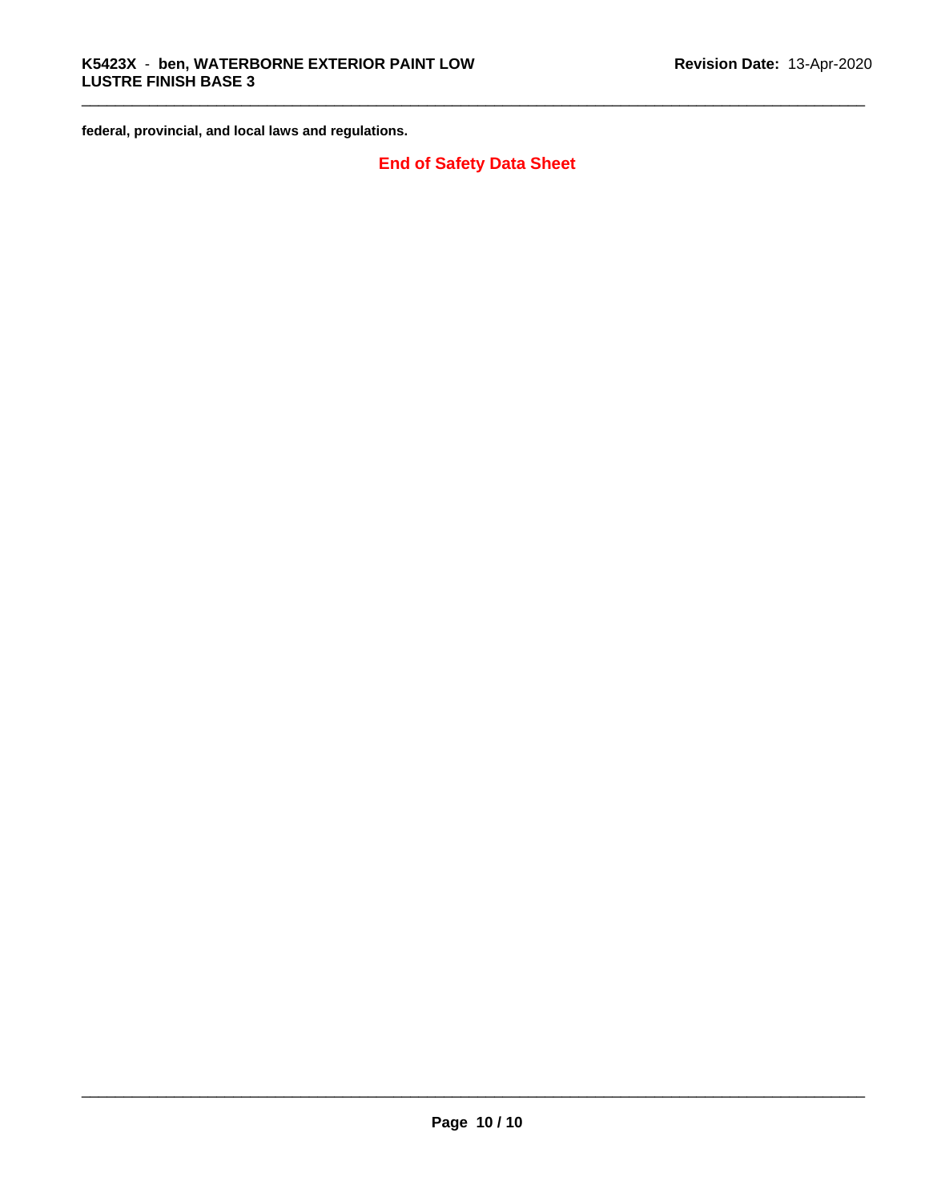**federal, provincial, and local laws and regulations.**

**End of Safety Data Sheet**